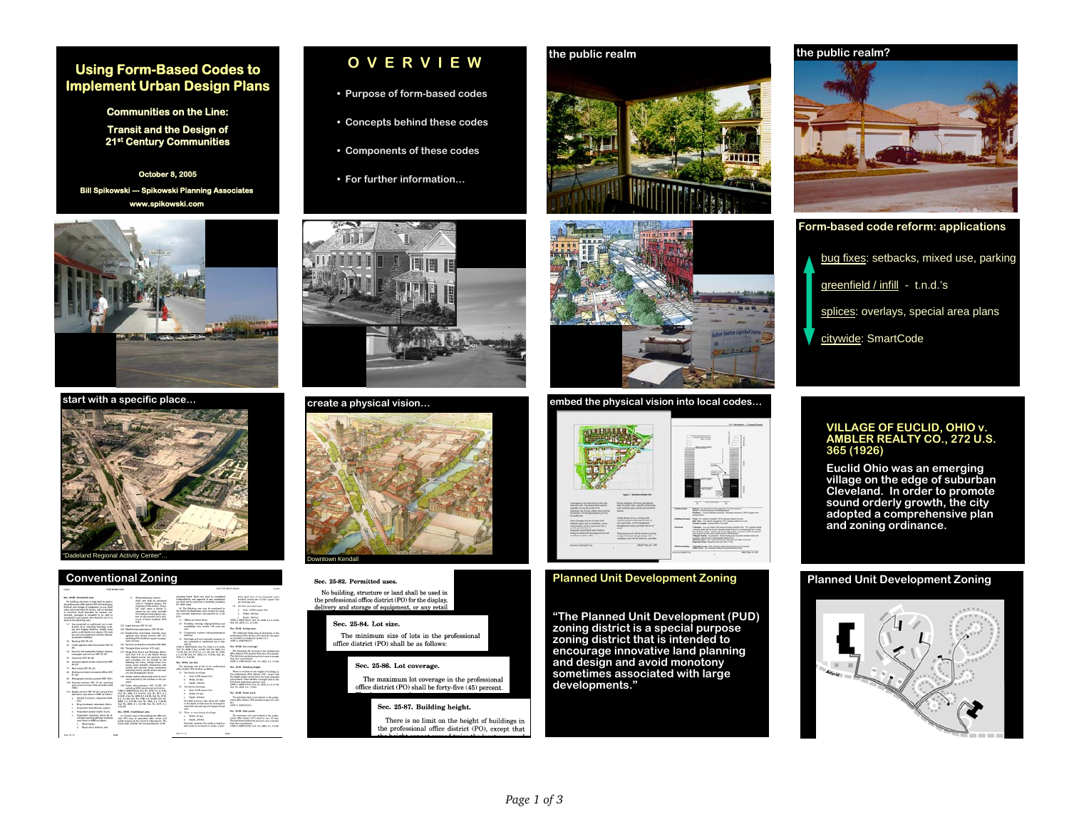# Using Form-Based Codes to Implement Urban Design Plans

**Communities on the Line:**

**Transit and the Design of 21st Century Communities**

**October 8, 2005**

**Bill Spikowski --- Spikowski Planning Associates**

**www.spikowski.com**

## O V E R V I E W

- Purpose of form-based codes
- Concepts behind these codes
- Components of these codes
- For further information…

## the public realm

## the public realm?

## Form-based code reform: applications

- bug fixes: setbacks, mixed use, parking
- greenfield / infill - t.n.d.'s
- splices: overlays, special area plans
- citywide: SmartCode

## start with a specific place…

"Dadeland Regional Activity Center"…

## create a physical vision…

Downtown Kendall

## embed the physical vision into local codes…

**VILLAGE OF EUCLID, OHIO v. AMBLER REALTY CO., 272 U.S. 365 (1926)**

**Euclid Ohio was an emerging village on the edge of suburban Cleveland. In order to promote sound orderly growth, the city adopted a comprehensive plan and zoning ordinance.**

## Conventional Zoning

**Sec. 25-82. Permitted uses.**

No building, structure or land shall be used in the professional office district (PO) for the display, delivery and storage of equipment, or any retail

**Sec. 25-84. Lot size.**

The minimum size of lots in the professional office district (PO) shall be as follows:

**Sec. 25-86. Lot coverage.**

The maximum lot coverage in the professional office district (PO) shall be forty-five (45) percent.

**Sec. 25-87. Building height.**

There is no limit on the height of buildings in the professional office district (PO), except that

## Planned Unit Development Zoning

**"The Planned Unit Development (PUD) zoning district is a special purpose zoning district that is intended to encourage innovative land planning and design and avoid monotony sometimes associated with large developments."**

## Planned Unit Development Zoning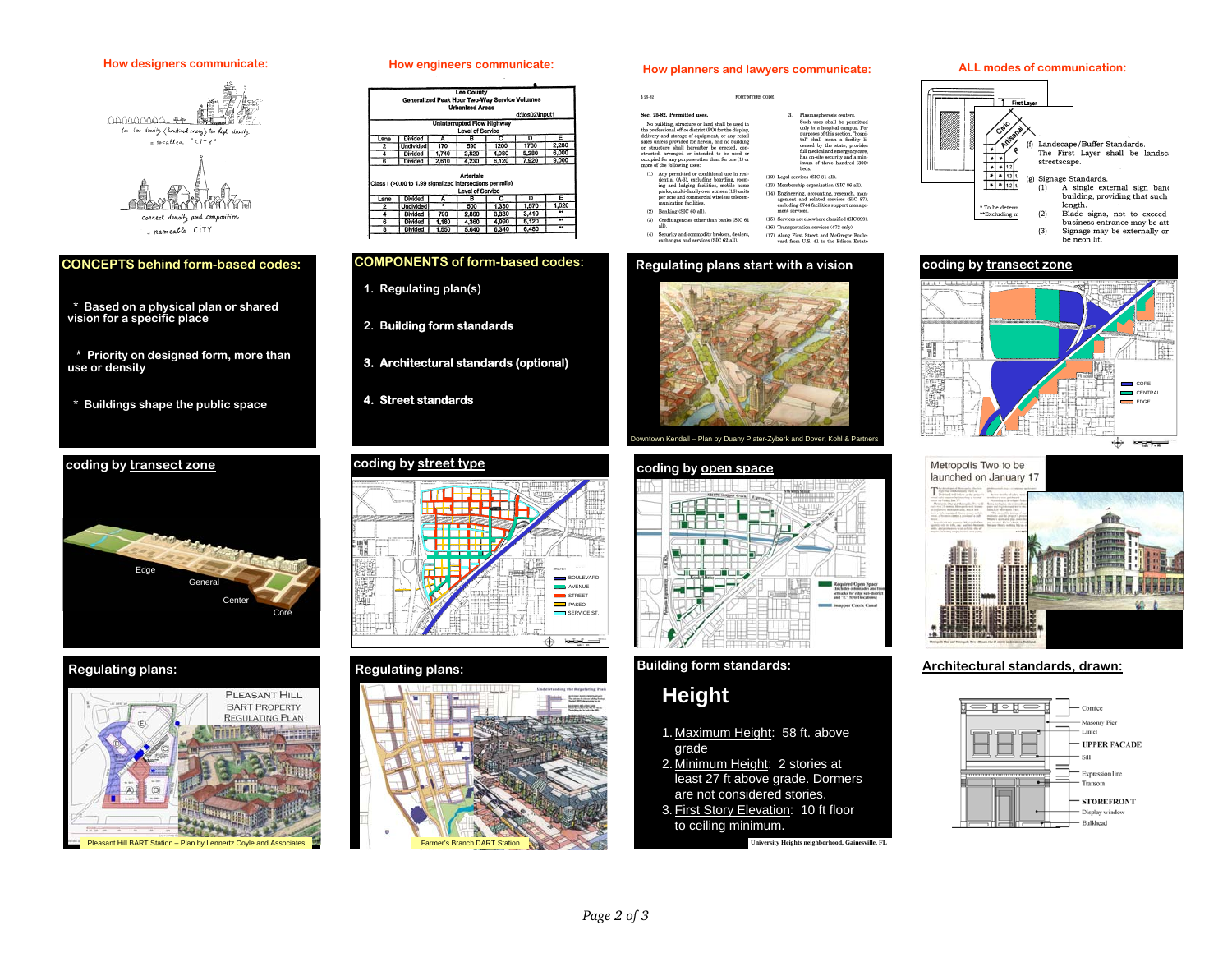## How designers communicate:

for low density (functional zoning) to high density = so-called "CITY"

correct density and composition = nameable CITY

## How engineers communicate:

Lee County
Generalized Peak Hour Two-Way Service Volumes
Urbanized Areas

d:\dos02\input1

Uninterrupted Flow Highway
Level of Service

| Lane | Divided | A | B | C | D | E |
|---|---|---|---|---|---|---|
| 2 | Undivided | 170 | 590 | 1200 | 1700 | 2,280 |
| 4 | Divided | 1,740 | 2,820 | 4,080 | 5,280 | 6,000 |
| 6 | Divided | 2,610 | 4,230 | 6,120 | 7,920 | 9,000 |

Arterials
Class I (>0.00 to 1.99 signalized intersections per mile)
Level of Service

| Lane | Divided | A | B | C | D | E |
|---|---|---|---|---|---|---|
| 2 | Undivided | * | 500 | 1,330 | 1,570 | 1,620 |
| 4 | Divided | 790 | 2,860 | 3,330 | 3,410 | ** |
| 6 | Divided | 1,180 | 4,360 | 4,990 | 5,120 | ** |
| 8 | Divided | 1,550 | 5,640 | 6,340 | 6,460 | ** |

## How planners and lawyers communicate:

§ 25-82 FORT MYERS CODE

**Sec. 25-82. Permitted uses.**

No building, structure or land shall be used in the professional office district (PO) for the display, delivery and storage of equipment, or any retail sales unless provided for herein, and no building or structure shall hereafter be erected, constructed, arranged or intended to be used or occupied for any purpose other than for one (1) or more of the following uses:

(1) Any permitted or conditional use in residential (A-3), excluding boarding, rooming and lodging facilities, mobile home parks, multi-family over sixteen (16) units per acre and commercial wireless telecommunication facilities.

(2) Banking (SIC 60 all).

(3) Credit agencies other than banks (SIC 61 all).

(4) Security and commodity brokers, dealers, exchanges and services (SIC 62 all).

3. Plasmapheresis centers. Such uses shall be permitted only in a hospital campus. For purposes of this section, "hospital" shall mean a facility licensed by the state, provides full medical and emergency care, has on-site security and a minimum of three hundred (300) beds.

(12) Legal services (SIC 81 all).

(13) Membership organization (SIC 86 all).

(14) Engineering, accounting, research, management and related services (SIC 87), excluding 8744 facilities support management services.

(15) Services not elsewhere classified (SIC 899).

(16) Transportation services (472 only).

(17) Along First Street and McGregor Boulevard from U.S. 41 to the Edison Estate

## ALL modes of communication:

First Layer

Civic

Artisanal

(f) Landscape/Buffer Standards.
The First Layer shall be landsc... streetscape.

(g) Signage Standards.
(1) A single external sign band... building, providing that such... length.
(2) Blade signs, not to exceed... business entrance may be att...
(3) Signage may be externally or... be neon lit.

* To be determ...
**Excluding m...

## CONCEPTS behind form-based codes:

* Based on a physical plan or shared vision for a specific place
* Priority on designed form, more than use or density
* Buildings shape the public space

## COMPONENTS of form-based codes:

1. Regulating plan(s)
2. Building form standards
3. Architectural standards (optional)
4. Street standards

## Regulating plans start with a vision

Downtown Kendall – Plan by Duany Plater-Zyberk and Dover, Kohl & Partners

## coding by transect zone

CORE
CENTRAL
EDGE

## coding by transect zone

Edge
General
Center
Core

## coding by street type

BOULEVARD
AVENUE
STREET
PASEO
SERVICE ST.

## coding by open space

Required Open Space
Snapper Creek Canal

Metropolis Two to be launched on January 17

## Regulating plans:

PLEASANT HILL BART PROPERTY REGULATING PLAN

Pleasant Hill BART Station – Plan by Lennertz Coyle and Associates

## Regulating plans:

Farmer's Branch DART Station

## Building form standards:

### Height

1. Maximum Height: 58 ft. above grade
2. Minimum Height: 2 stories at least 27 ft above grade. Dormers are not considered stories.
3. First Story Elevation: 10 ft floor to ceiling minimum.

University Heights neighborhood, Gainesville, FL

## Architectural standards, drawn:

Cornice
Masonry Pier
Lintel
UPPER FACADE
Sill
Expression line
Transom
STOREFRONT
Display window
Bulkhead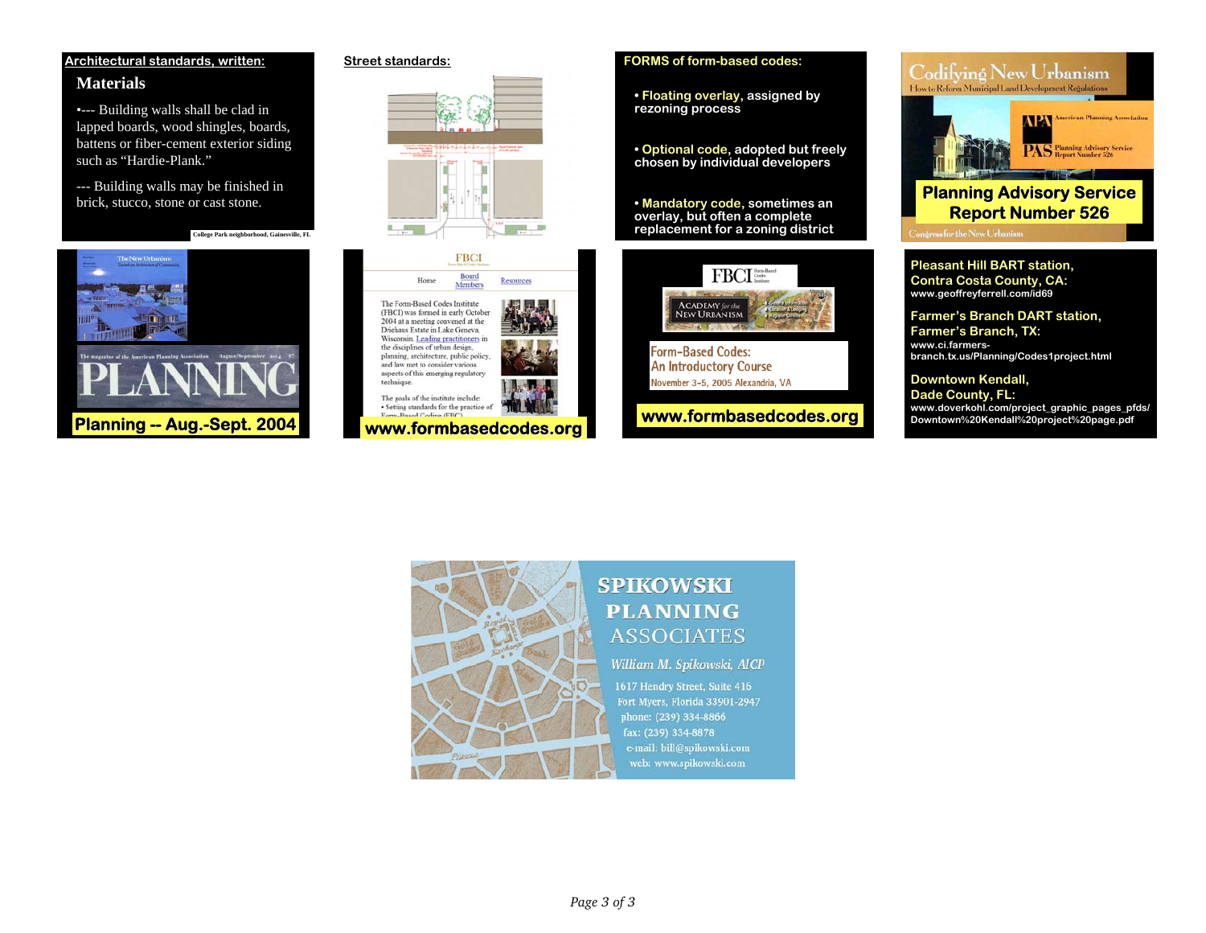**Architectural standards, written:**

## Materials

•--- Building walls shall be clad in lapped boards, wood shingles, boards, battens or fiber-cement exterior siding such as "Hardie-Plank."

--- Building walls may be finished in brick, stucco, stone or cast stone.

College Park neighborhood, Gainesville, FL

**Street standards:**

**FORMS of form-based codes:**

- **Floating overlay,** assigned by rezoning process
- **Optional code,** adopted but freely chosen by individual developers
- **Mandatory code,** sometimes an overlay, but often a complete replacement for a zoning district

Codifying New Urbanism

How to Reform Municipal Land Development Regulations

American Planning Association

Planning Advisory Service Report Number 526

**Planning Advisory Service Report Number 526**

Congress for the New Urbanism

The New Urbanism

PLANNING

**Planning -- Aug.-Sept. 2004**

FBCI

Home | Board Members | Resources

The Form-Based Codes Institute (FBCI) was formed in early October 2004 at a meeting convened at the Driehaus Estate in Lake Geneva, Wisconsin. Leading practitioners in the disciplines of urban design, planning, architecture, public policy, and law met to consider various aspects of this emerging regulatory technique.

The goals of the institute include:
• Setting standards for the practice of Form-Based Coding (FBC)

**www.formbasedcodes.org**

FBCI Form-Based Codes Institute

Academy for the New Urbanism

Form-Based Codes: An Introductory Course

November 3-5, 2005 Alexandria, VA

**www.formbasedcodes.org**

**Pleasant Hill BART station, Contra Costa County, CA:**
www.geoffreyferrell.com/id69

**Farmer's Branch DART station, Farmer's Branch, TX:**
www.ci.farmers-branch.tx.us/Planning/Codes1project.html

**Downtown Kendall, Dade County, FL:**
www.doverkohl.com/project_graphic_pages_pfds/Downtown%20Kendall%20project%20page.pdf

**SPIKOWSKI PLANNING ASSOCIATES**

*William M. Spikowski, AICP*

1617 Hendry Street, Suite 416
Fort Myers, Florida 33901-2947
phone: (239) 334-8866
fax: (239) 334-8878
e-mail: bill@spikowski.com
web: www.spikowski.com